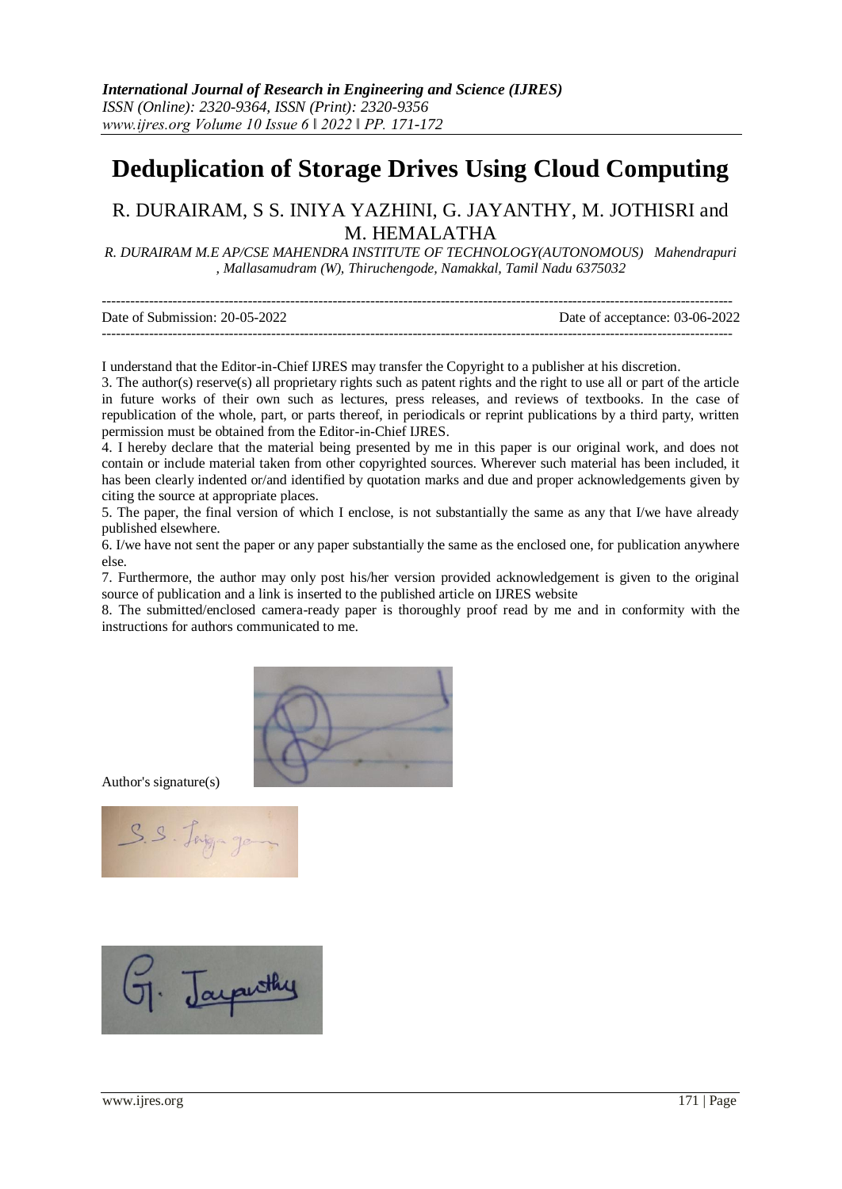# Deduplication of Storage Drives Using Cloud Computing

R. DURAIRAM, S S. INIYA YAZHINI, G. JAYANTHY, M. JOTHISRI and M. HEMALATHA

*R. DURAIRAM M.E AP/CSE MAHENDRA INSTITUTE OF TECHNOLOGY(AUTONOMOUS) Mahendrapuri , Mallasamudram (W), Thiruchengode, Namakkal, Tamil Nadu 6375032*

---

Date of Submission: 20-05-2022 Date of acceptance: 03-06-2022

---

I understand that the Editor-in-Chief IJRES may transfer the Copyright to a publisher at his discretion.

3. The author(s) reserve(s) all proprietary rights such as patent rights and the right to use all or part of the article in future works of their own such as lectures, press releases, and reviews of textbooks. In the case of republication of the whole, part, or parts thereof, in periodicals or reprint publications by a third party, written permission must be obtained from the Editor-in-Chief IJRES.

4. I hereby declare that the material being presented by me in this paper is our original work, and does not contain or include material taken from other copyrighted sources. Wherever such material has been included, it has been clearly indented or/and identified by quotation marks and due and proper acknowledgements given by citing the source at appropriate places.

5. The paper, the final version of which I enclose, is not substantially the same as any that I/we have already published elsewhere.

6. I/we have not sent the paper or any paper substantially the same as the enclosed one, for publication anywhere else.

7. Furthermore, the author may only post his/her version provided acknowledgement is given to the original source of publication and a link is inserted to the published article on IJRES website

8. The submitted/enclosed camera-ready paper is thoroughly proof read by me and in conformity with the instructions for authors communicated to me.

Author's signature(s)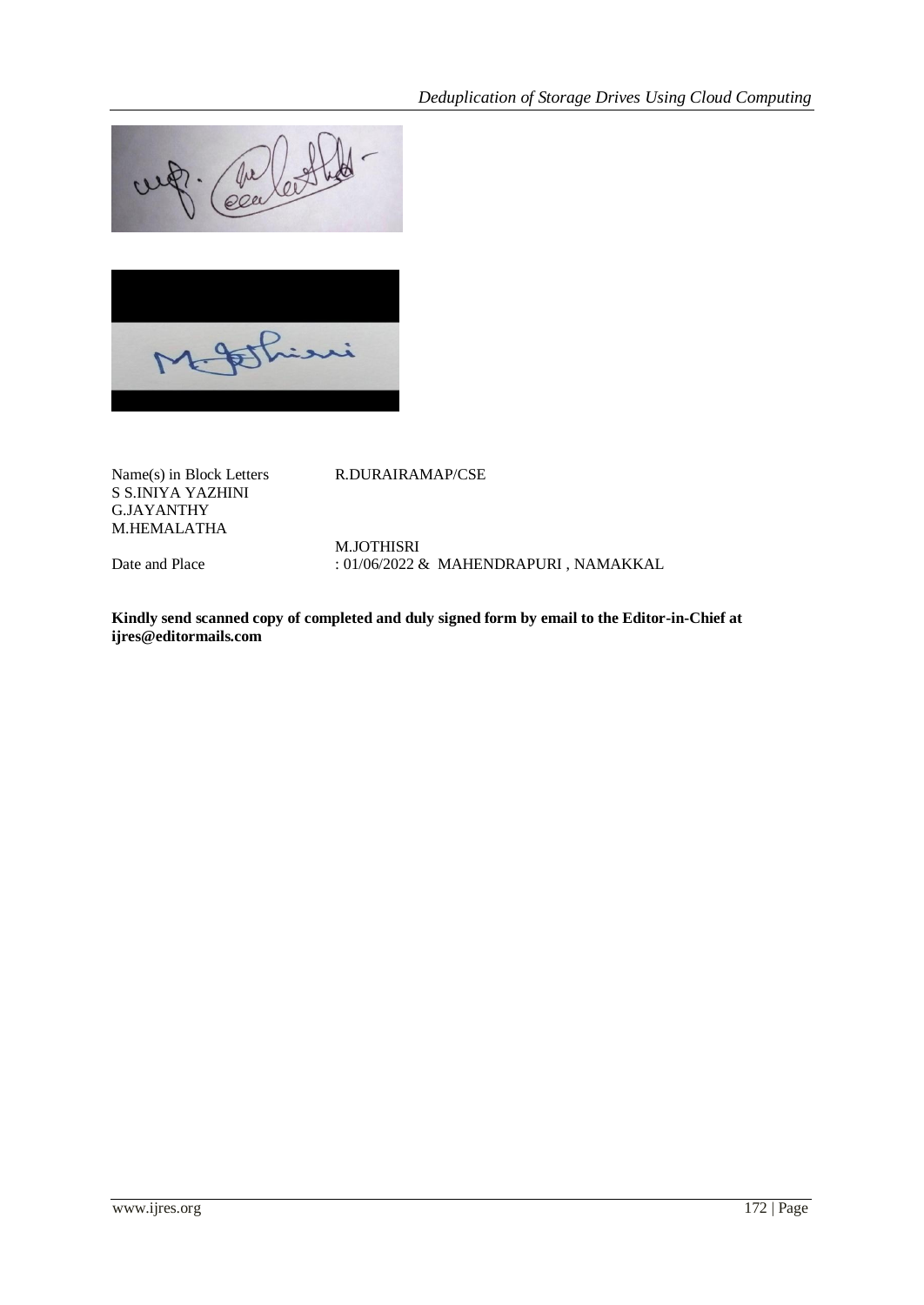Name(s) in Block Letters R.DURAIRAMAP/CSE

S S.INIYA YAZHINI

G.JAYANTHY

M.HEMALATHA

M.JOTHISRI

Date and Place : 01/06/2022 & MAHENDRAPURI , NAMAKKAL

**Kindly send scanned copy of completed and duly signed form by email to the Editor-in-Chief at ijres@editormails.com**